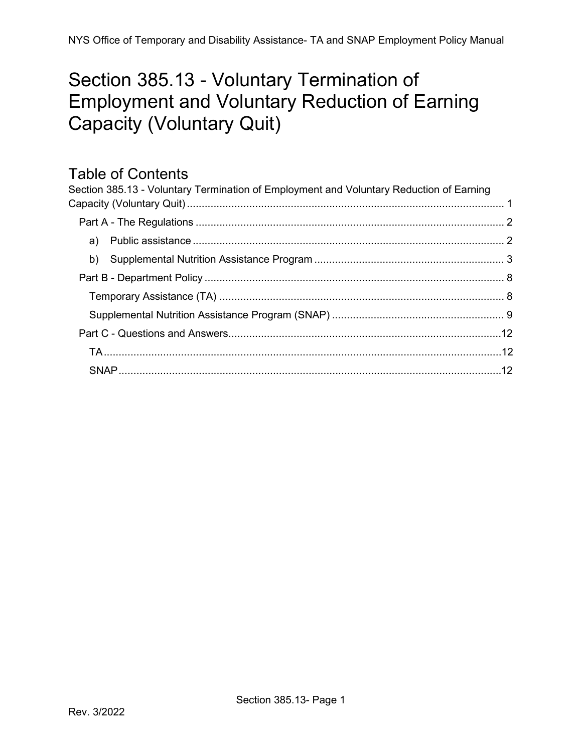# Section 385.13 - Voluntary Termination of Employment and Voluntary Reduction of Earning Capacity (Voluntary Quit)

## Table of Contents

Section 385.13 - Voluntary Termination of Employment and Voluntary Reduction of Earning Capacity (Voluntary Quit) ........................................ 1

- Part A - The Regulations ........................................ 2
  - a) Public assistance ........................................ 2
  - b) Supplemental Nutrition Assistance Program ........................................ 3
- Part B - Department Policy ........................................ 8
  - Temporary Assistance (TA) ........................................ 8
  - Supplemental Nutrition Assistance Program (SNAP) ........................................ 9
- Part C - Questions and Answers ........................................ 12
  - TA ........................................ 12
  - SNAP ........................................ 12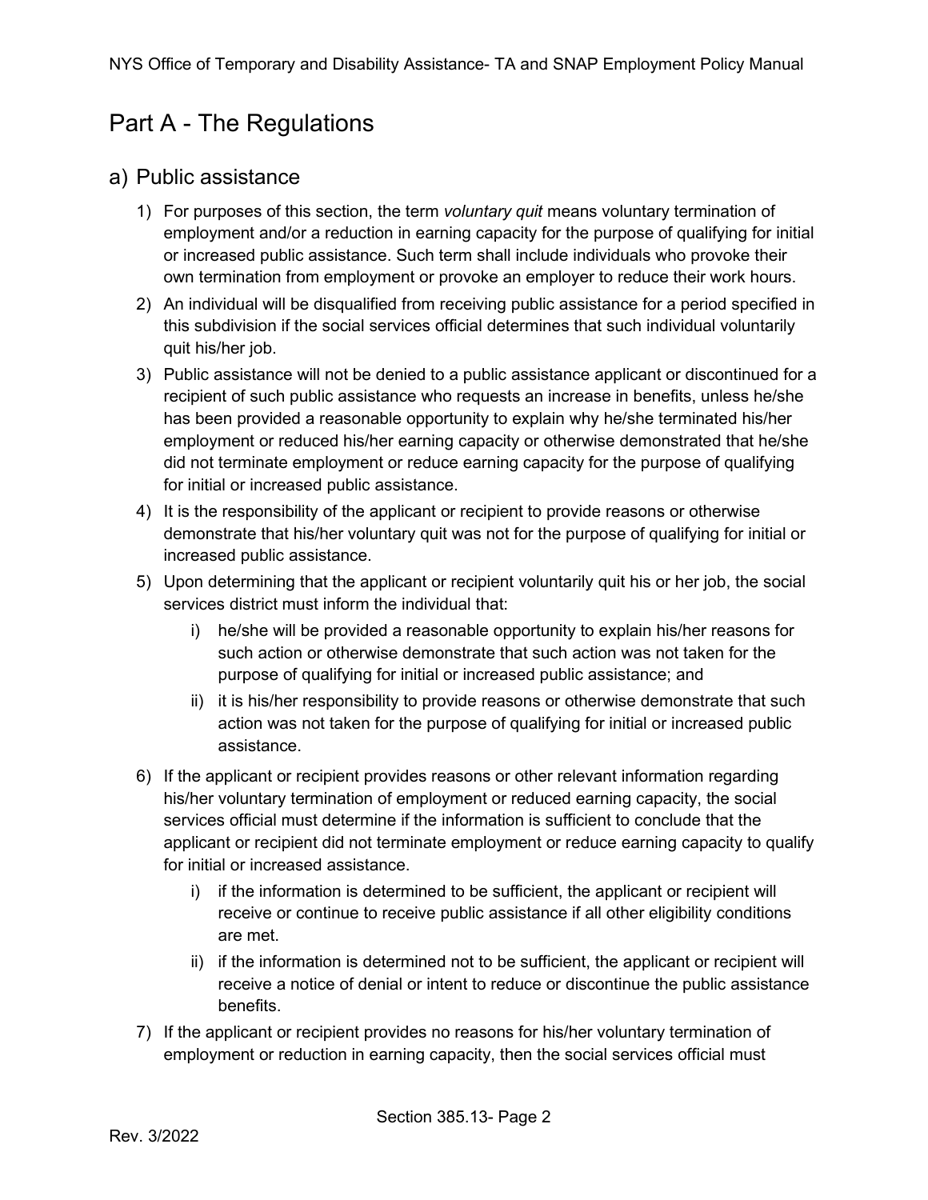# Part A - The Regulations

## a) Public assistance

1) For purposes of this section, the term *voluntary quit* means voluntary termination of employment and/or a reduction in earning capacity for the purpose of qualifying for initial or increased public assistance. Such term shall include individuals who provoke their own termination from employment or provoke an employer to reduce their work hours.
2) An individual will be disqualified from receiving public assistance for a period specified in this subdivision if the social services official determines that such individual voluntarily quit his/her job.
3) Public assistance will not be denied to a public assistance applicant or discontinued for a recipient of such public assistance who requests an increase in benefits, unless he/she has been provided a reasonable opportunity to explain why he/she terminated his/her employment or reduced his/her earning capacity or otherwise demonstrated that he/she did not terminate employment or reduce earning capacity for the purpose of qualifying for initial or increased public assistance.
4) It is the responsibility of the applicant or recipient to provide reasons or otherwise demonstrate that his/her voluntary quit was not for the purpose of qualifying for initial or increased public assistance.
5) Upon determining that the applicant or recipient voluntarily quit his or her job, the social services district must inform the individual that:
    i) he/she will be provided a reasonable opportunity to explain his/her reasons for such action or otherwise demonstrate that such action was not taken for the purpose of qualifying for initial or increased public assistance; and
    ii) it is his/her responsibility to provide reasons or otherwise demonstrate that such action was not taken for the purpose of qualifying for initial or increased public assistance.
6) If the applicant or recipient provides reasons or other relevant information regarding his/her voluntary termination of employment or reduced earning capacity, the social services official must determine if the information is sufficient to conclude that the applicant or recipient did not terminate employment or reduce earning capacity to qualify for initial or increased assistance.
    i) if the information is determined to be sufficient, the applicant or recipient will receive or continue to receive public assistance if all other eligibility conditions are met.
    ii) if the information is determined not to be sufficient, the applicant or recipient will receive a notice of denial or intent to reduce or discontinue the public assistance benefits.
7) If the applicant or recipient provides no reasons for his/her voluntary termination of employment or reduction in earning capacity, then the social services official must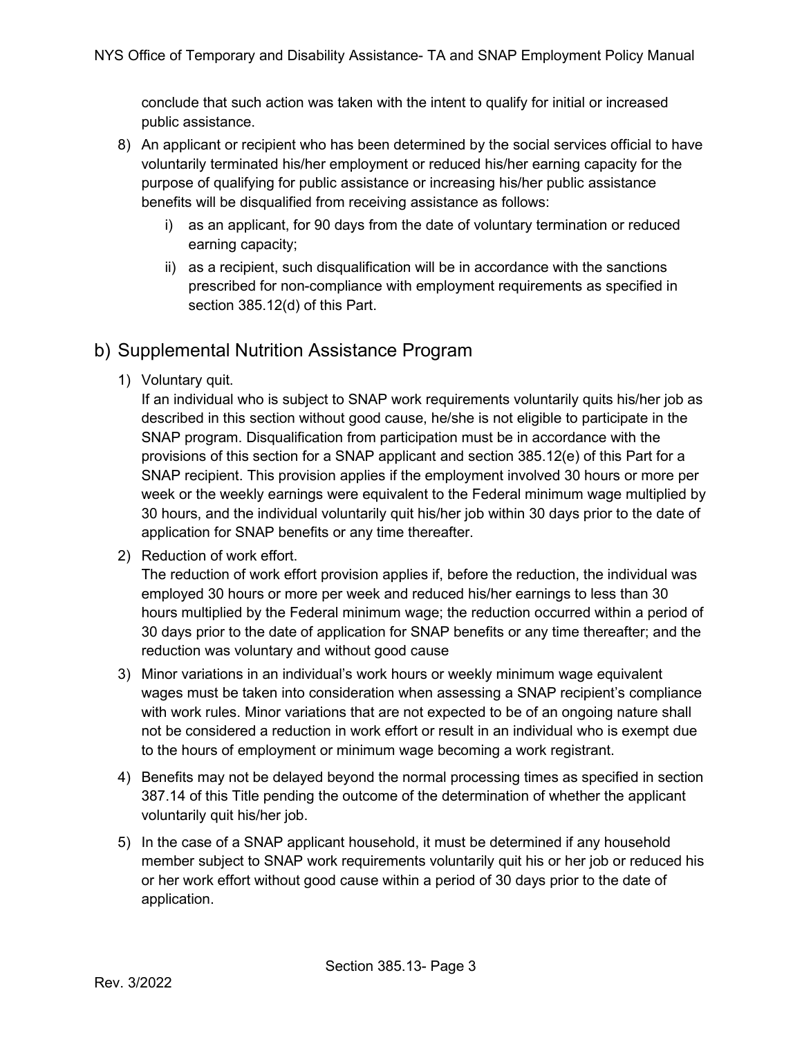conclude that such action was taken with the intent to qualify for initial or increased public assistance.

8) An applicant or recipient who has been determined by the social services official to have voluntarily terminated his/her employment or reduced his/her earning capacity for the purpose of qualifying for public assistance or increasing his/her public assistance benefits will be disqualified from receiving assistance as follows:
   - i) as an applicant, for 90 days from the date of voluntary termination or reduced earning capacity;
   - ii) as a recipient, such disqualification will be in accordance with the sanctions prescribed for non-compliance with employment requirements as specified in section 385.12(d) of this Part.

## b) Supplemental Nutrition Assistance Program

1) Voluntary quit.
   If an individual who is subject to SNAP work requirements voluntarily quits his/her job as described in this section without good cause, he/she is not eligible to participate in the SNAP program. Disqualification from participation must be in accordance with the provisions of this section for a SNAP applicant and section 385.12(e) of this Part for a SNAP recipient. This provision applies if the employment involved 30 hours or more per week or the weekly earnings were equivalent to the Federal minimum wage multiplied by 30 hours, and the individual voluntarily quit his/her job within 30 days prior to the date of application for SNAP benefits or any time thereafter.

2) Reduction of work effort.
   The reduction of work effort provision applies if, before the reduction, the individual was employed 30 hours or more per week and reduced his/her earnings to less than 30 hours multiplied by the Federal minimum wage; the reduction occurred within a period of 30 days prior to the date of application for SNAP benefits or any time thereafter; and the reduction was voluntary and without good cause

3) Minor variations in an individual's work hours or weekly minimum wage equivalent wages must be taken into consideration when assessing a SNAP recipient's compliance with work rules. Minor variations that are not expected to be of an ongoing nature shall not be considered a reduction in work effort or result in an individual who is exempt due to the hours of employment or minimum wage becoming a work registrant.

4) Benefits may not be delayed beyond the normal processing times as specified in section 387.14 of this Title pending the outcome of the determination of whether the applicant voluntarily quit his/her job.

5) In the case of a SNAP applicant household, it must be determined if any household member subject to SNAP work requirements voluntarily quit his or her job or reduced his or her work effort without good cause within a period of 30 days prior to the date of application.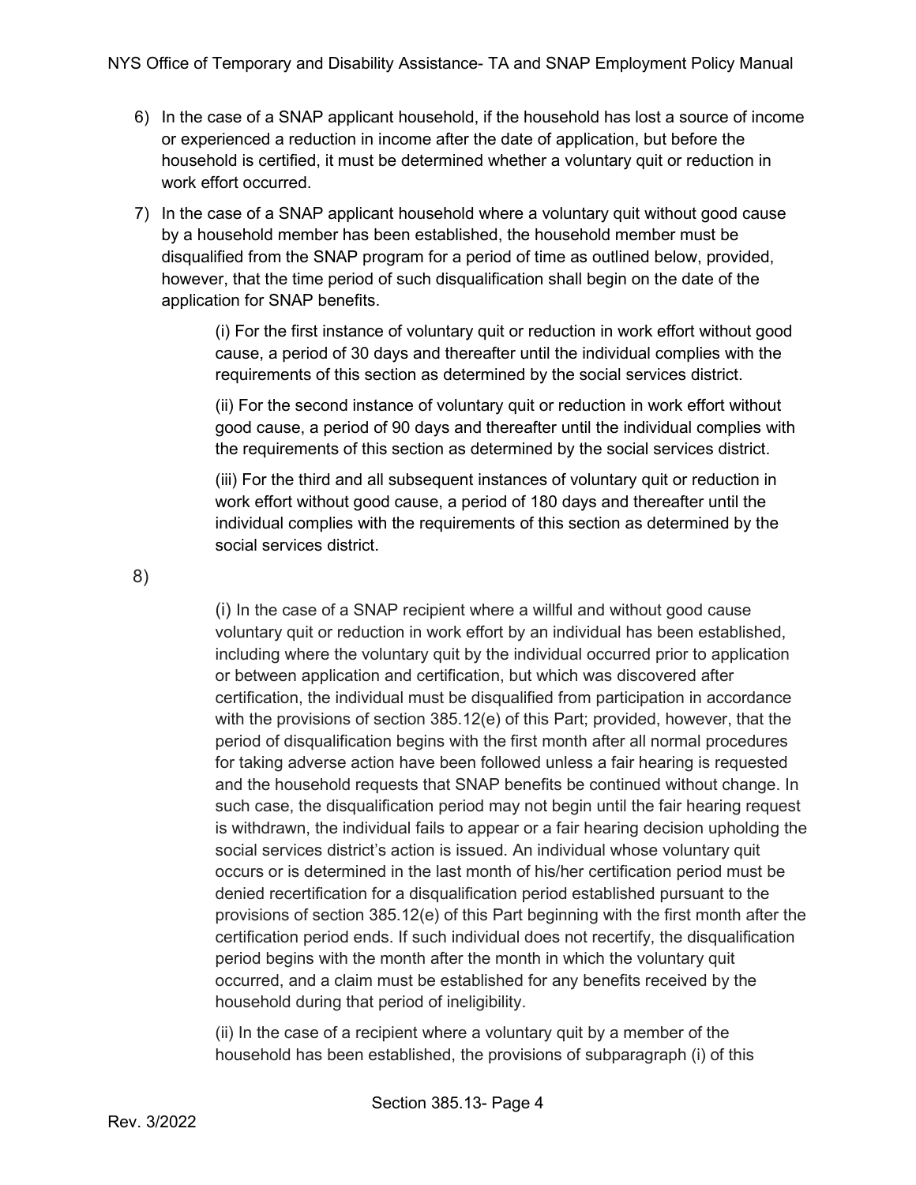6) In the case of a SNAP applicant household, if the household has lost a source of income or experienced a reduction in income after the date of application, but before the household is certified, it must be determined whether a voluntary quit or reduction in work effort occurred.

7) In the case of a SNAP applicant household where a voluntary quit without good cause by a household member has been established, the household member must be disqualified from the SNAP program for a period of time as outlined below, provided, however, that the time period of such disqualification shall begin on the date of the application for SNAP benefits.

   (i) For the first instance of voluntary quit or reduction in work effort without good cause, a period of 30 days and thereafter until the individual complies with the requirements of this section as determined by the social services district.

   (ii) For the second instance of voluntary quit or reduction in work effort without good cause, a period of 90 days and thereafter until the individual complies with the requirements of this section as determined by the social services district.

   (iii) For the third and all subsequent instances of voluntary quit or reduction in work effort without good cause, a period of 180 days and thereafter until the individual complies with the requirements of this section as determined by the social services district.

8)

   (i) In the case of a SNAP recipient where a willful and without good cause voluntary quit or reduction in work effort by an individual has been established, including where the voluntary quit by the individual occurred prior to application or between application and certification, but which was discovered after certification, the individual must be disqualified from participation in accordance with the provisions of section 385.12(e) of this Part; provided, however, that the period of disqualification begins with the first month after all normal procedures for taking adverse action have been followed unless a fair hearing is requested and the household requests that SNAP benefits be continued without change. In such case, the disqualification period may not begin until the fair hearing request is withdrawn, the individual fails to appear or a fair hearing decision upholding the social services district's action is issued. An individual whose voluntary quit occurs or is determined in the last month of his/her certification period must be denied recertification for a disqualification period established pursuant to the provisions of section 385.12(e) of this Part beginning with the first month after the certification period ends. If such individual does not recertify, the disqualification period begins with the month after the month in which the voluntary quit occurred, and a claim must be established for any benefits received by the household during that period of ineligibility.

   (ii) In the case of a recipient where a voluntary quit by a member of the household has been established, the provisions of subparagraph (i) of this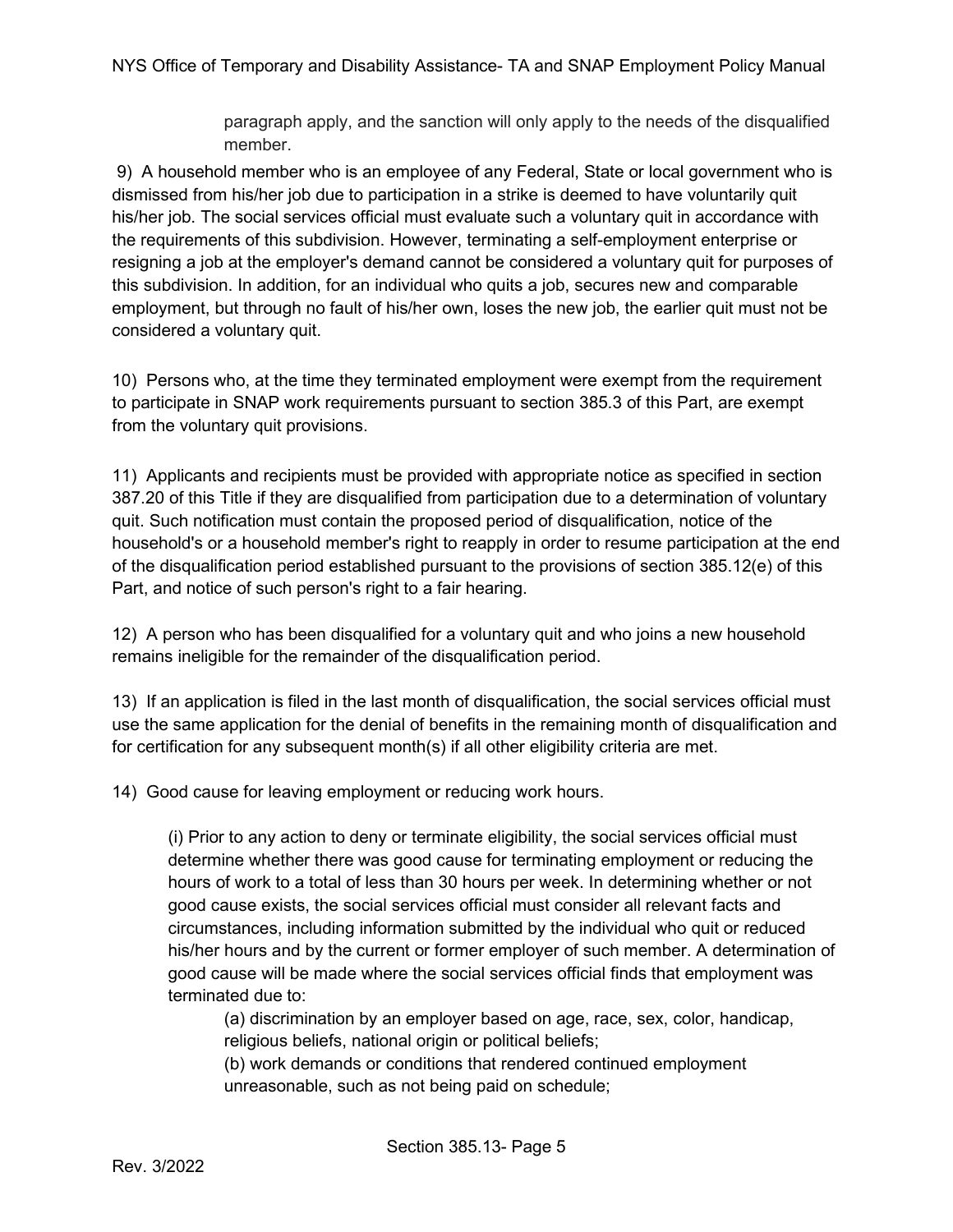paragraph apply, and the sanction will only apply to the needs of the disqualified member.

9) A household member who is an employee of any Federal, State or local government who is dismissed from his/her job due to participation in a strike is deemed to have voluntarily quit his/her job. The social services official must evaluate such a voluntary quit in accordance with the requirements of this subdivision. However, terminating a self-employment enterprise or resigning a job at the employer's demand cannot be considered a voluntary quit for purposes of this subdivision. In addition, for an individual who quits a job, secures new and comparable employment, but through no fault of his/her own, loses the new job, the earlier quit must not be considered a voluntary quit.

10) Persons who, at the time they terminated employment were exempt from the requirement to participate in SNAP work requirements pursuant to section 385.3 of this Part, are exempt from the voluntary quit provisions.

11) Applicants and recipients must be provided with appropriate notice as specified in section 387.20 of this Title if they are disqualified from participation due to a determination of voluntary quit. Such notification must contain the proposed period of disqualification, notice of the household's or a household member's right to reapply in order to resume participation at the end of the disqualification period established pursuant to the provisions of section 385.12(e) of this Part, and notice of such person's right to a fair hearing.

12) A person who has been disqualified for a voluntary quit and who joins a new household remains ineligible for the remainder of the disqualification period.

13) If an application is filed in the last month of disqualification, the social services official must use the same application for the denial of benefits in the remaining month of disqualification and for certification for any subsequent month(s) if all other eligibility criteria are met.

14) Good cause for leaving employment or reducing work hours.

(i) Prior to any action to deny or terminate eligibility, the social services official must determine whether there was good cause for terminating employment or reducing the hours of work to a total of less than 30 hours per week. In determining whether or not good cause exists, the social services official must consider all relevant facts and circumstances, including information submitted by the individual who quit or reduced his/her hours and by the current or former employer of such member. A determination of good cause will be made where the social services official finds that employment was terminated due to:

(a) discrimination by an employer based on age, race, sex, color, handicap, religious beliefs, national origin or political beliefs;

(b) work demands or conditions that rendered continued employment unreasonable, such as not being paid on schedule;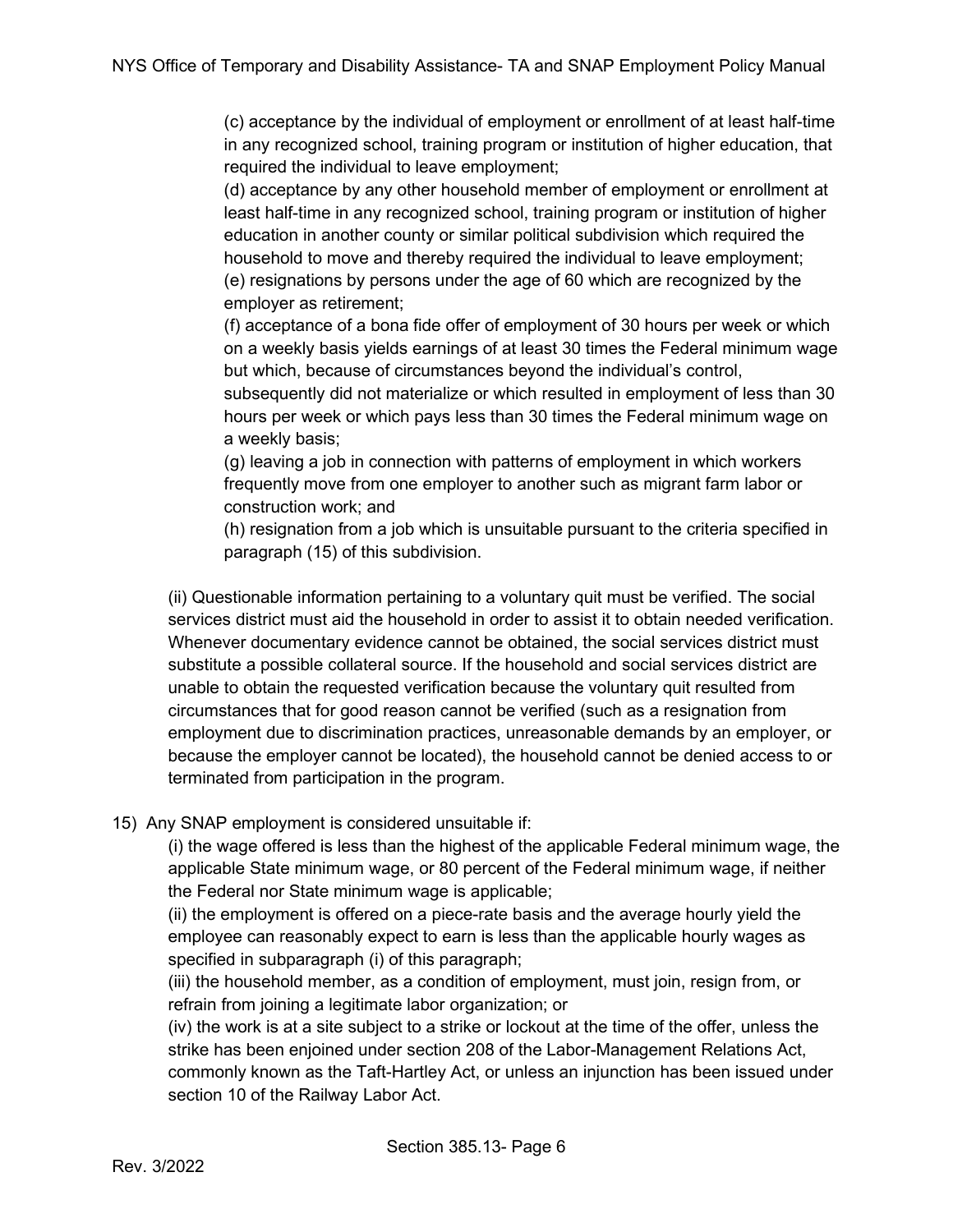(c) acceptance by the individual of employment or enrollment of at least half-time in any recognized school, training program or institution of higher education, that required the individual to leave employment;

(d) acceptance by any other household member of employment or enrollment at least half-time in any recognized school, training program or institution of higher education in another county or similar political subdivision which required the household to move and thereby required the individual to leave employment;

(e) resignations by persons under the age of 60 which are recognized by the employer as retirement;

(f) acceptance of a bona fide offer of employment of 30 hours per week or which on a weekly basis yields earnings of at least 30 times the Federal minimum wage but which, because of circumstances beyond the individual's control, subsequently did not materialize or which resulted in employment of less than 30 hours per week or which pays less than 30 times the Federal minimum wage on a weekly basis;

(g) leaving a job in connection with patterns of employment in which workers frequently move from one employer to another such as migrant farm labor or construction work; and

(h) resignation from a job which is unsuitable pursuant to the criteria specified in paragraph (15) of this subdivision.

(ii) Questionable information pertaining to a voluntary quit must be verified. The social services district must aid the household in order to assist it to obtain needed verification. Whenever documentary evidence cannot be obtained, the social services district must substitute a possible collateral source. If the household and social services district are unable to obtain the requested verification because the voluntary quit resulted from circumstances that for good reason cannot be verified (such as a resignation from employment due to discrimination practices, unreasonable demands by an employer, or because the employer cannot be located), the household cannot be denied access to or terminated from participation in the program.

15) Any SNAP employment is considered unsuitable if:

(i) the wage offered is less than the highest of the applicable Federal minimum wage, the applicable State minimum wage, or 80 percent of the Federal minimum wage, if neither the Federal nor State minimum wage is applicable;

(ii) the employment is offered on a piece-rate basis and the average hourly yield the employee can reasonably expect to earn is less than the applicable hourly wages as specified in subparagraph (i) of this paragraph;

(iii) the household member, as a condition of employment, must join, resign from, or refrain from joining a legitimate labor organization; or

(iv) the work is at a site subject to a strike or lockout at the time of the offer, unless the strike has been enjoined under section 208 of the Labor-Management Relations Act, commonly known as the Taft-Hartley Act, or unless an injunction has been issued under section 10 of the Railway Labor Act.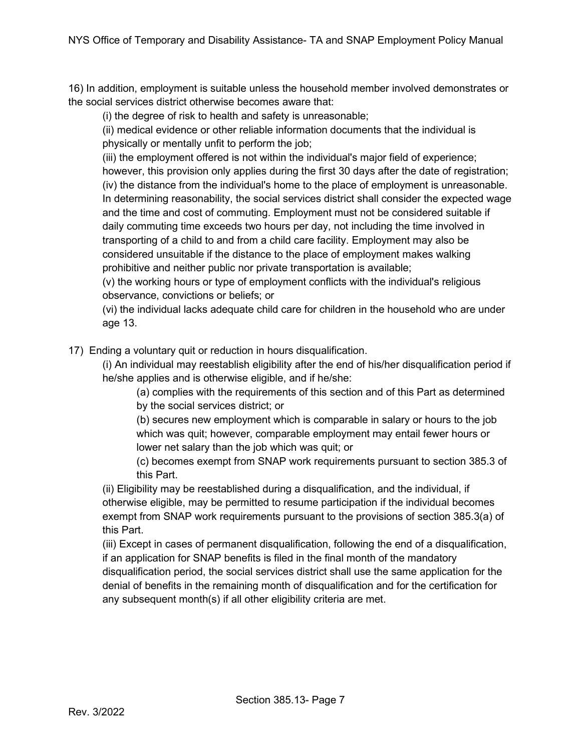16) In addition, employment is suitable unless the household member involved demonstrates or the social services district otherwise becomes aware that:

(i) the degree of risk to health and safety is unreasonable;

(ii) medical evidence or other reliable information documents that the individual is physically or mentally unfit to perform the job;

(iii) the employment offered is not within the individual's major field of experience; however, this provision only applies during the first 30 days after the date of registration;

(iv) the distance from the individual's home to the place of employment is unreasonable. In determining reasonability, the social services district shall consider the expected wage and the time and cost of commuting. Employment must not be considered suitable if daily commuting time exceeds two hours per day, not including the time involved in transporting of a child to and from a child care facility. Employment may also be considered unsuitable if the distance to the place of employment makes walking prohibitive and neither public nor private transportation is available;

(v) the working hours or type of employment conflicts with the individual's religious observance, convictions or beliefs; or

(vi) the individual lacks adequate child care for children in the household who are under age 13.

17) Ending a voluntary quit or reduction in hours disqualification.

(i) An individual may reestablish eligibility after the end of his/her disqualification period if he/she applies and is otherwise eligible, and if he/she:

(a) complies with the requirements of this section and of this Part as determined by the social services district; or

(b) secures new employment which is comparable in salary or hours to the job which was quit; however, comparable employment may entail fewer hours or lower net salary than the job which was quit; or

(c) becomes exempt from SNAP work requirements pursuant to section 385.3 of this Part.

(ii) Eligibility may be reestablished during a disqualification, and the individual, if otherwise eligible, may be permitted to resume participation if the individual becomes exempt from SNAP work requirements pursuant to the provisions of section 385.3(a) of this Part.

(iii) Except in cases of permanent disqualification, following the end of a disqualification, if an application for SNAP benefits is filed in the final month of the mandatory disqualification period, the social services district shall use the same application for the denial of benefits in the remaining month of disqualification and for the certification for any subsequent month(s) if all other eligibility criteria are met.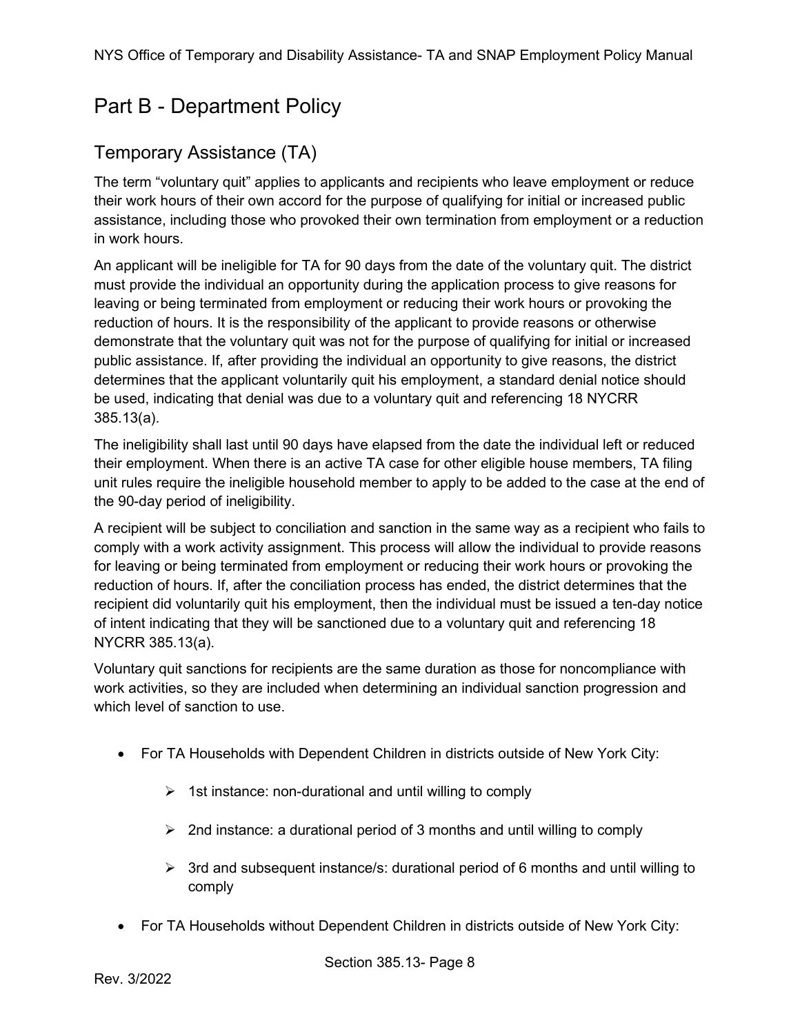# Part B - Department Policy

## Temporary Assistance (TA)

The term "voluntary quit" applies to applicants and recipients who leave employment or reduce their work hours of their own accord for the purpose of qualifying for initial or increased public assistance, including those who provoked their own termination from employment or a reduction in work hours.

An applicant will be ineligible for TA for 90 days from the date of the voluntary quit. The district must provide the individual an opportunity during the application process to give reasons for leaving or being terminated from employment or reducing their work hours or provoking the reduction of hours. It is the responsibility of the applicant to provide reasons or otherwise demonstrate that the voluntary quit was not for the purpose of qualifying for initial or increased public assistance. If, after providing the individual an opportunity to give reasons, the district determines that the applicant voluntarily quit his employment, a standard denial notice should be used, indicating that denial was due to a voluntary quit and referencing 18 NYCRR 385.13(a).

The ineligibility shall last until 90 days have elapsed from the date the individual left or reduced their employment. When there is an active TA case for other eligible house members, TA filing unit rules require the ineligible household member to apply to be added to the case at the end of the 90-day period of ineligibility.

A recipient will be subject to conciliation and sanction in the same way as a recipient who fails to comply with a work activity assignment. This process will allow the individual to provide reasons for leaving or being terminated from employment or reducing their work hours or provoking the reduction of hours. If, after the conciliation process has ended, the district determines that the recipient did voluntarily quit his employment, then the individual must be issued a ten-day notice of intent indicating that they will be sanctioned due to a voluntary quit and referencing 18 NYCRR 385.13(a).

Voluntary quit sanctions for recipients are the same duration as those for noncompliance with work activities, so they are included when determining an individual sanction progression and which level of sanction to use.

- For TA Households with Dependent Children in districts outside of New York City:
  - 1st instance: non-durational and until willing to comply
  - 2nd instance: a durational period of 3 months and until willing to comply
  - 3rd and subsequent instance/s: durational period of 6 months and until willing to comply
- For TA Households without Dependent Children in districts outside of New York City: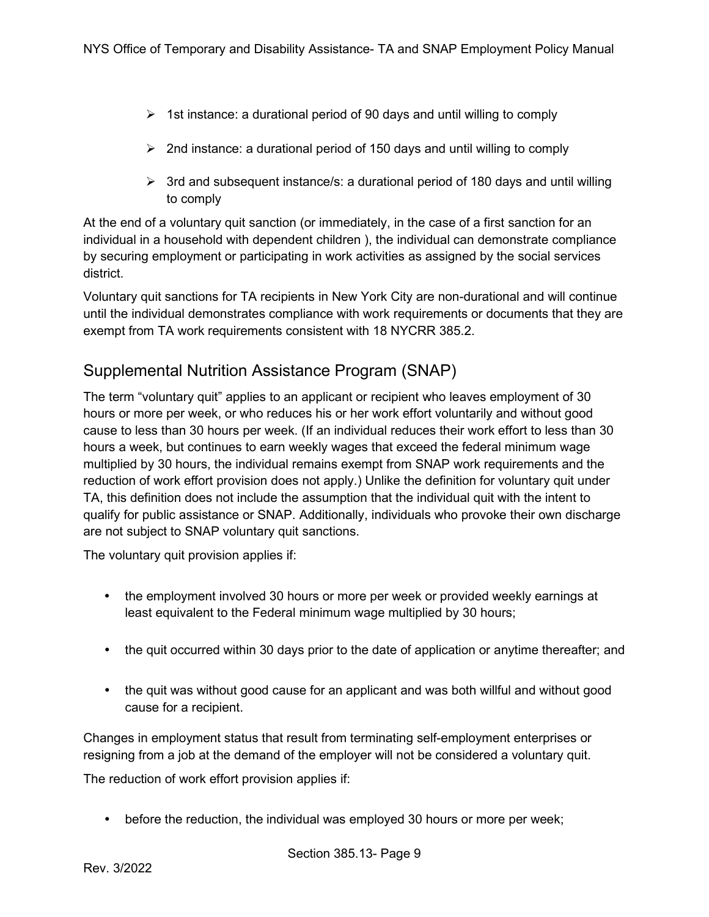- 1st instance: a durational period of 90 days and until willing to comply
- 2nd instance: a durational period of 150 days and until willing to comply
- 3rd and subsequent instance/s: a durational period of 180 days and until willing to comply

At the end of a voluntary quit sanction (or immediately, in the case of a first sanction for an individual in a household with dependent children ), the individual can demonstrate compliance by securing employment or participating in work activities as assigned by the social services district.

Voluntary quit sanctions for TA recipients in New York City are non-durational and will continue until the individual demonstrates compliance with work requirements or documents that they are exempt from TA work requirements consistent with 18 NYCRR 385.2.

## Supplemental Nutrition Assistance Program (SNAP)

The term "voluntary quit" applies to an applicant or recipient who leaves employment of 30 hours or more per week, or who reduces his or her work effort voluntarily and without good cause to less than 30 hours per week. (If an individual reduces their work effort to less than 30 hours a week, but continues to earn weekly wages that exceed the federal minimum wage multiplied by 30 hours, the individual remains exempt from SNAP work requirements and the reduction of work effort provision does not apply.) Unlike the definition for voluntary quit under TA, this definition does not include the assumption that the individual quit with the intent to qualify for public assistance or SNAP. Additionally, individuals who provoke their own discharge are not subject to SNAP voluntary quit sanctions.

The voluntary quit provision applies if:

- the employment involved 30 hours or more per week or provided weekly earnings at least equivalent to the Federal minimum wage multiplied by 30 hours;
- the quit occurred within 30 days prior to the date of application or anytime thereafter; and
- the quit was without good cause for an applicant and was both willful and without good cause for a recipient.

Changes in employment status that result from terminating self-employment enterprises or resigning from a job at the demand of the employer will not be considered a voluntary quit.

The reduction of work effort provision applies if:

- before the reduction, the individual was employed 30 hours or more per week;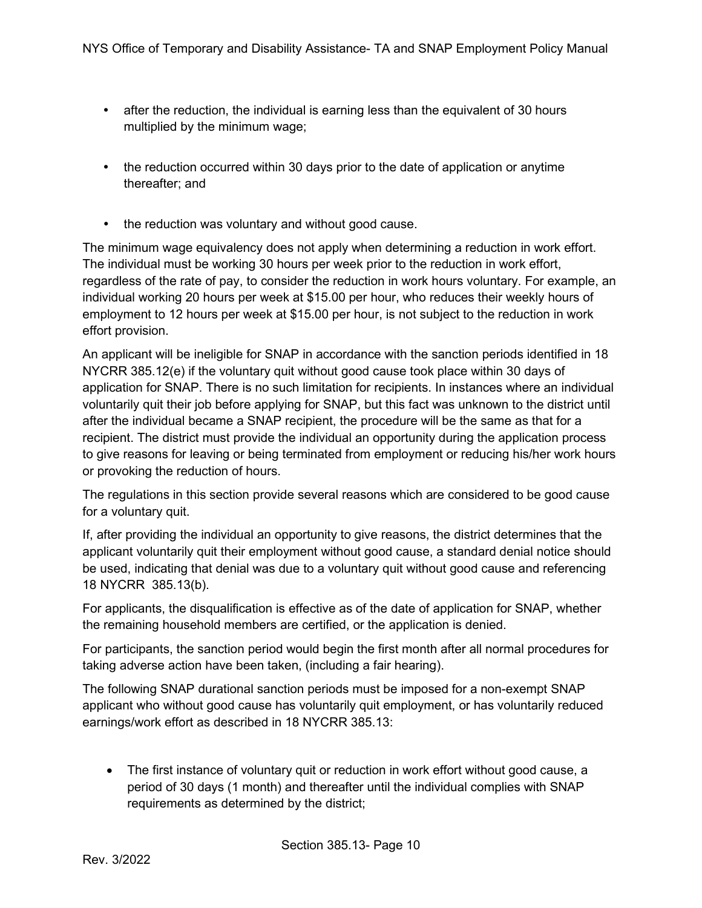- after the reduction, the individual is earning less than the equivalent of 30 hours multiplied by the minimum wage;
- the reduction occurred within 30 days prior to the date of application or anytime thereafter; and
- the reduction was voluntary and without good cause.

The minimum wage equivalency does not apply when determining a reduction in work effort. The individual must be working 30 hours per week prior to the reduction in work effort, regardless of the rate of pay, to consider the reduction in work hours voluntary. For example, an individual working 20 hours per week at $15.00 per hour, who reduces their weekly hours of employment to 12 hours per week at $15.00 per hour, is not subject to the reduction in work effort provision.

An applicant will be ineligible for SNAP in accordance with the sanction periods identified in 18 NYCRR 385.12(e) if the voluntary quit without good cause took place within 30 days of application for SNAP. There is no such limitation for recipients. In instances where an individual voluntarily quit their job before applying for SNAP, but this fact was unknown to the district until after the individual became a SNAP recipient, the procedure will be the same as that for a recipient. The district must provide the individual an opportunity during the application process to give reasons for leaving or being terminated from employment or reducing his/her work hours or provoking the reduction of hours.

The regulations in this section provide several reasons which are considered to be good cause for a voluntary quit.

If, after providing the individual an opportunity to give reasons, the district determines that the applicant voluntarily quit their employment without good cause, a standard denial notice should be used, indicating that denial was due to a voluntary quit without good cause and referencing 18 NYCRR 385.13(b).

For applicants, the disqualification is effective as of the date of application for SNAP, whether the remaining household members are certified, or the application is denied.

For participants, the sanction period would begin the first month after all normal procedures for taking adverse action have been taken, (including a fair hearing).

The following SNAP durational sanction periods must be imposed for a non-exempt SNAP applicant who without good cause has voluntarily quit employment, or has voluntarily reduced earnings/work effort as described in 18 NYCRR 385.13:

- The first instance of voluntary quit or reduction in work effort without good cause, a period of 30 days (1 month) and thereafter until the individual complies with SNAP requirements as determined by the district;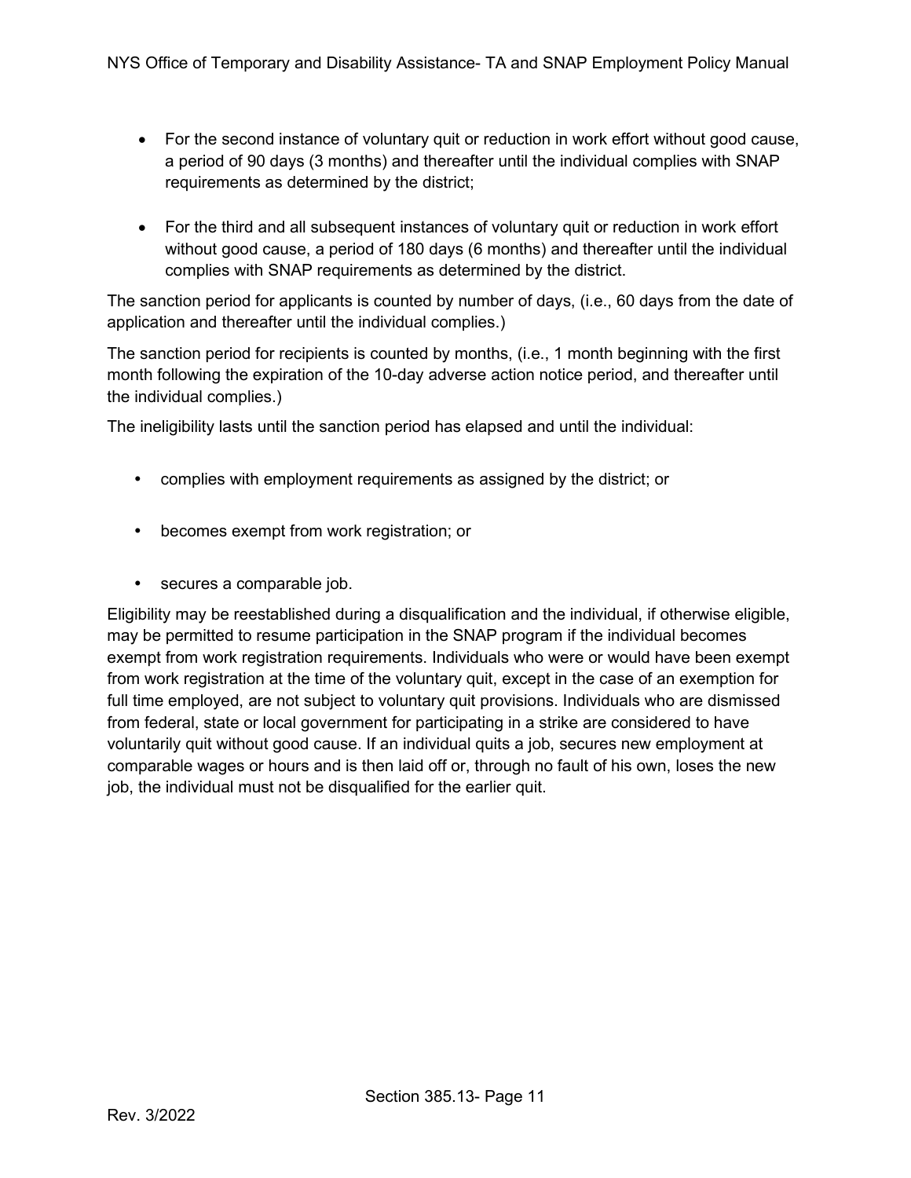- For the second instance of voluntary quit or reduction in work effort without good cause, a period of 90 days (3 months) and thereafter until the individual complies with SNAP requirements as determined by the district;
- For the third and all subsequent instances of voluntary quit or reduction in work effort without good cause, a period of 180 days (6 months) and thereafter until the individual complies with SNAP requirements as determined by the district.

The sanction period for applicants is counted by number of days, (i.e., 60 days from the date of application and thereafter until the individual complies.)

The sanction period for recipients is counted by months, (i.e., 1 month beginning with the first month following the expiration of the 10-day adverse action notice period, and thereafter until the individual complies.)

The ineligibility lasts until the sanction period has elapsed and until the individual:

- complies with employment requirements as assigned by the district; or
- becomes exempt from work registration; or
- secures a comparable job.

Eligibility may be reestablished during a disqualification and the individual, if otherwise eligible, may be permitted to resume participation in the SNAP program if the individual becomes exempt from work registration requirements. Individuals who were or would have been exempt from work registration at the time of the voluntary quit, except in the case of an exemption for full time employed, are not subject to voluntary quit provisions. Individuals who are dismissed from federal, state or local government for participating in a strike are considered to have voluntarily quit without good cause. If an individual quits a job, secures new employment at comparable wages or hours and is then laid off or, through no fault of his own, loses the new job, the individual must not be disqualified for the earlier quit.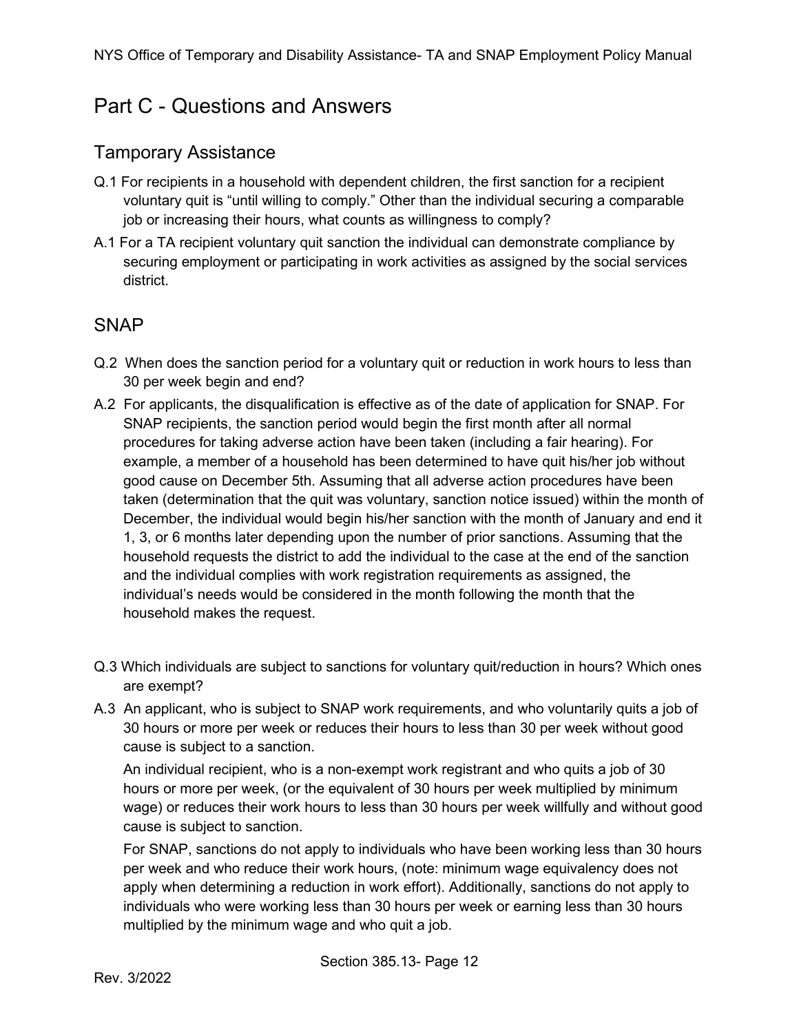# Part C - Questions and Answers

## Tamporary Assistance

Q.1 For recipients in a household with dependent children, the first sanction for a recipient voluntary quit is "until willing to comply." Other than the individual securing a comparable job or increasing their hours, what counts as willingness to comply?

A.1 For a TA recipient voluntary quit sanction the individual can demonstrate compliance by securing employment or participating in work activities as assigned by the social services district.

## SNAP

Q.2 When does the sanction period for a voluntary quit or reduction in work hours to less than 30 per week begin and end?

A.2 For applicants, the disqualification is effective as of the date of application for SNAP. For SNAP recipients, the sanction period would begin the first month after all normal procedures for taking adverse action have been taken (including a fair hearing). For example, a member of a household has been determined to have quit his/her job without good cause on December 5th. Assuming that all adverse action procedures have been taken (determination that the quit was voluntary, sanction notice issued) within the month of December, the individual would begin his/her sanction with the month of January and end it 1, 3, or 6 months later depending upon the number of prior sanctions. Assuming that the household requests the district to add the individual to the case at the end of the sanction and the individual complies with work registration requirements as assigned, the individual's needs would be considered in the month following the month that the household makes the request.

Q.3 Which individuals are subject to sanctions for voluntary quit/reduction in hours? Which ones are exempt?

A.3 An applicant, who is subject to SNAP work requirements, and who voluntarily quits a job of 30 hours or more per week or reduces their hours to less than 30 per week without good cause is subject to a sanction.

An individual recipient, who is a non-exempt work registrant and who quits a job of 30 hours or more per week, (or the equivalent of 30 hours per week multiplied by minimum wage) or reduces their work hours to less than 30 hours per week willfully and without good cause is subject to sanction.

For SNAP, sanctions do not apply to individuals who have been working less than 30 hours per week and who reduce their work hours, (note: minimum wage equivalency does not apply when determining a reduction in work effort). Additionally, sanctions do not apply to individuals who were working less than 30 hours per week or earning less than 30 hours multiplied by the minimum wage and who quit a job.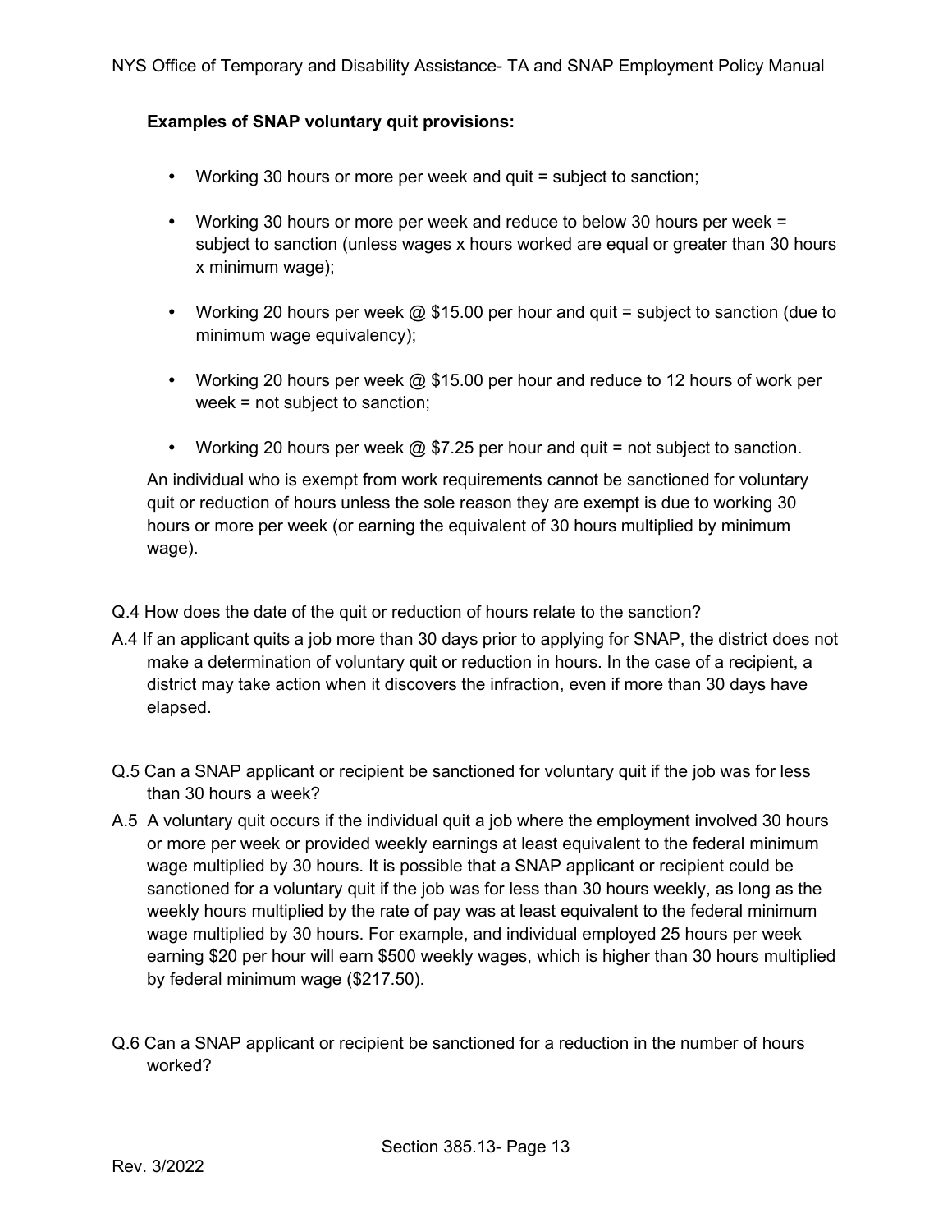**Examples of SNAP voluntary quit provisions:**

- Working 30 hours or more per week and quit = subject to sanction;
- Working 30 hours or more per week and reduce to below 30 hours per week = subject to sanction (unless wages x hours worked are equal or greater than 30 hours x minimum wage);
- Working 20 hours per week @ $15.00 per hour and quit = subject to sanction (due to minimum wage equivalency);
- Working 20 hours per week @ $15.00 per hour and reduce to 12 hours of work per week = not subject to sanction;
- Working 20 hours per week @ $7.25 per hour and quit = not subject to sanction.

An individual who is exempt from work requirements cannot be sanctioned for voluntary quit or reduction of hours unless the sole reason they are exempt is due to working 30 hours or more per week (or earning the equivalent of 30 hours multiplied by minimum wage).

Q.4 How does the date of the quit or reduction of hours relate to the sanction?

A.4 If an applicant quits a job more than 30 days prior to applying for SNAP, the district does not make a determination of voluntary quit or reduction in hours. In the case of a recipient, a district may take action when it discovers the infraction, even if more than 30 days have elapsed.

Q.5 Can a SNAP applicant or recipient be sanctioned for voluntary quit if the job was for less than 30 hours a week?

A.5 A voluntary quit occurs if the individual quit a job where the employment involved 30 hours or more per week or provided weekly earnings at least equivalent to the federal minimum wage multiplied by 30 hours. It is possible that a SNAP applicant or recipient could be sanctioned for a voluntary quit if the job was for less than 30 hours weekly, as long as the weekly hours multiplied by the rate of pay was at least equivalent to the federal minimum wage multiplied by 30 hours. For example, and individual employed 25 hours per week earning $20 per hour will earn $500 weekly wages, which is higher than 30 hours multiplied by federal minimum wage ($217.50).

Q.6 Can a SNAP applicant or recipient be sanctioned for a reduction in the number of hours worked?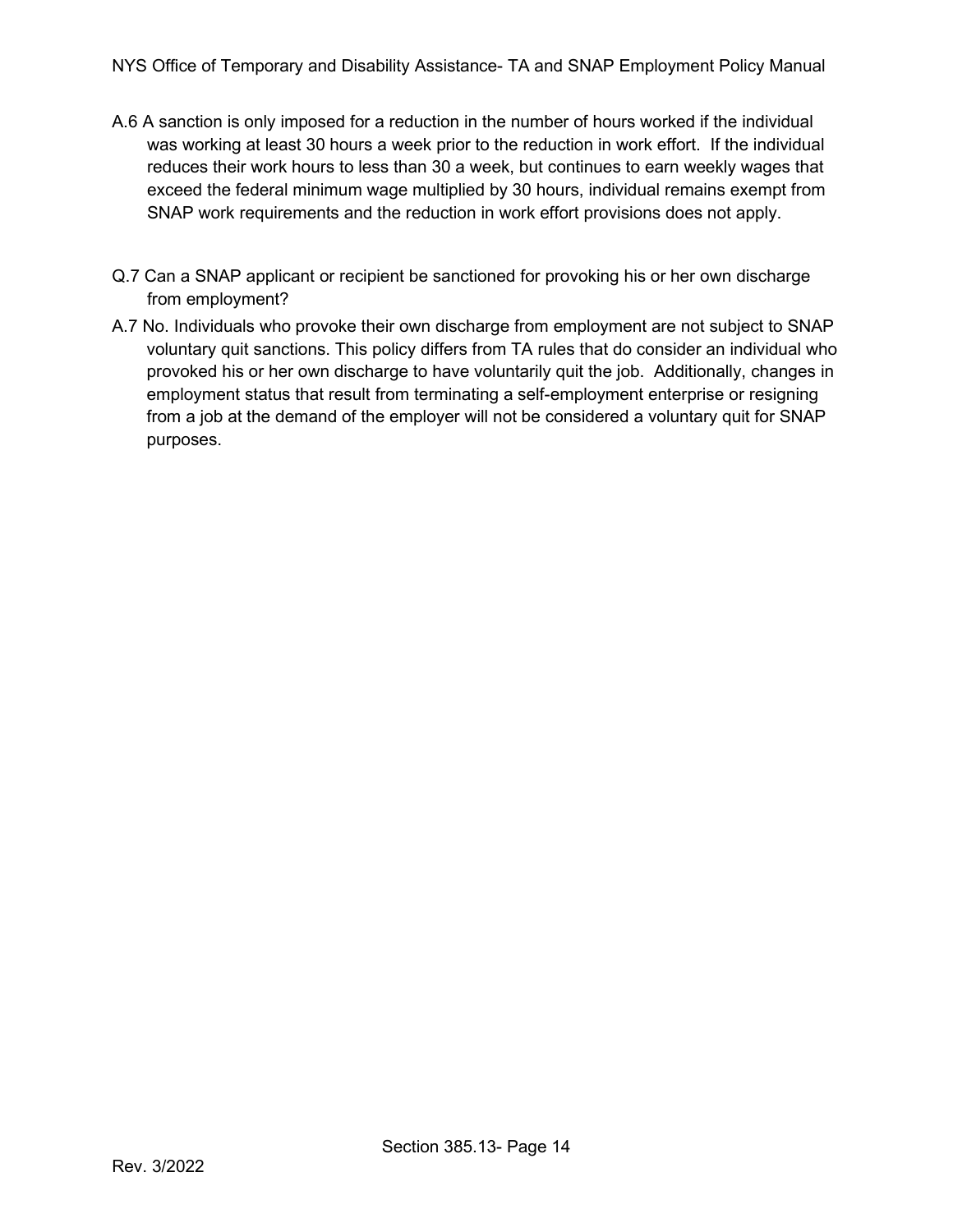A.6 A sanction is only imposed for a reduction in the number of hours worked if the individual was working at least 30 hours a week prior to the reduction in work effort. If the individual reduces their work hours to less than 30 a week, but continues to earn weekly wages that exceed the federal minimum wage multiplied by 30 hours, individual remains exempt from SNAP work requirements and the reduction in work effort provisions does not apply.

Q.7 Can a SNAP applicant or recipient be sanctioned for provoking his or her own discharge from employment?

A.7 No. Individuals who provoke their own discharge from employment are not subject to SNAP voluntary quit sanctions. This policy differs from TA rules that do consider an individual who provoked his or her own discharge to have voluntarily quit the job. Additionally, changes in employment status that result from terminating a self-employment enterprise or resigning from a job at the demand of the employer will not be considered a voluntary quit for SNAP purposes.